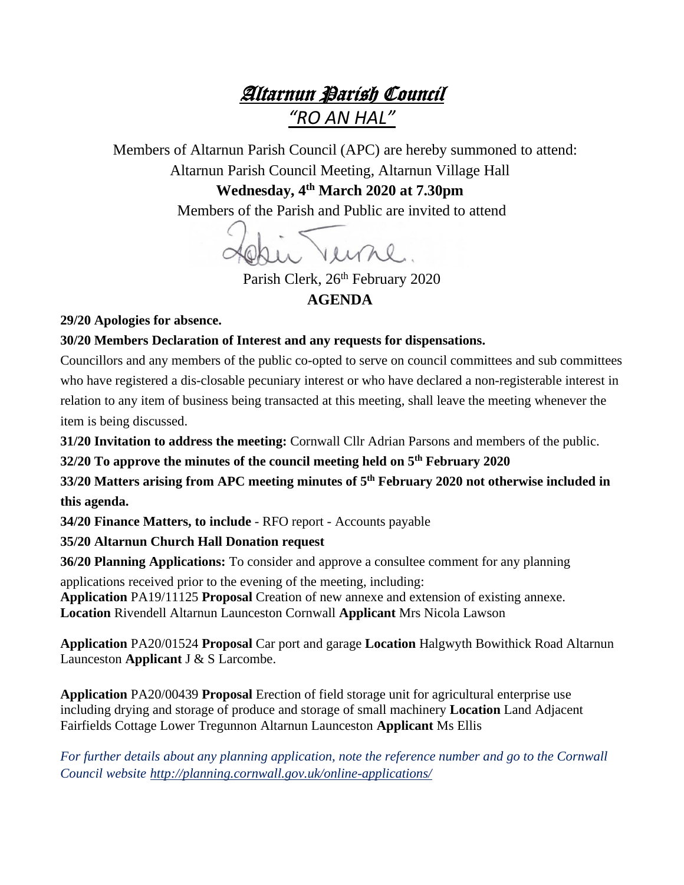# *Altarnun Parish Council*

## *"RO AN HAL"*

Members of Altarnun Parish Council (APC) are hereby summoned to attend:
Altarnun Parish Council Meeting, Altarnun Village Hall
**Wednesday, 4th March 2020 at 7.30pm**
Members of the Parish and Public are invited to attend

Parish Clerk, 26th February 2020

## AGENDA

**29/20 Apologies for absence.**

**30/20 Members Declaration of Interest and any requests for dispensations.**

Councillors and any members of the public co-opted to serve on council committees and sub committees who have registered a dis-closable pecuniary interest or who have declared a non-registerable interest in relation to any item of business being transacted at this meeting, shall leave the meeting whenever the item is being discussed.

**31/20 Invitation to address the meeting:** Cornwall Cllr Adrian Parsons and members of the public.

**32/20 To approve the minutes of the council meeting held on 5th February 2020**

**33/20 Matters arising from APC meeting minutes of 5th February 2020 not otherwise included in this agenda.**

**34/20 Finance Matters, to include** - RFO report - Accounts payable

**35/20 Altarnun Church Hall Donation request**

**36/20 Planning Applications:** To consider and approve a consultee comment for any planning applications received prior to the evening of the meeting, including:

**Application** PA19/11125 **Proposal** Creation of new annexe and extension of existing annexe. **Location** Rivendell Altarnun Launceston Cornwall **Applicant** Mrs Nicola Lawson

**Application** PA20/01524 **Proposal** Car port and garage **Location** Halgwyth Bowithick Road Altarnun Launceston **Applicant** J & S Larcombe.

**Application** PA20/00439 **Proposal** Erection of field storage unit for agricultural enterprise use including drying and storage of produce and storage of small machinery **Location** Land Adjacent Fairfields Cottage Lower Tregunnon Altarnun Launceston **Applicant** Ms Ellis

*For further details about any planning application, note the reference number and go to the Cornwall Council website http://planning.cornwall.gov.uk/online-applications/*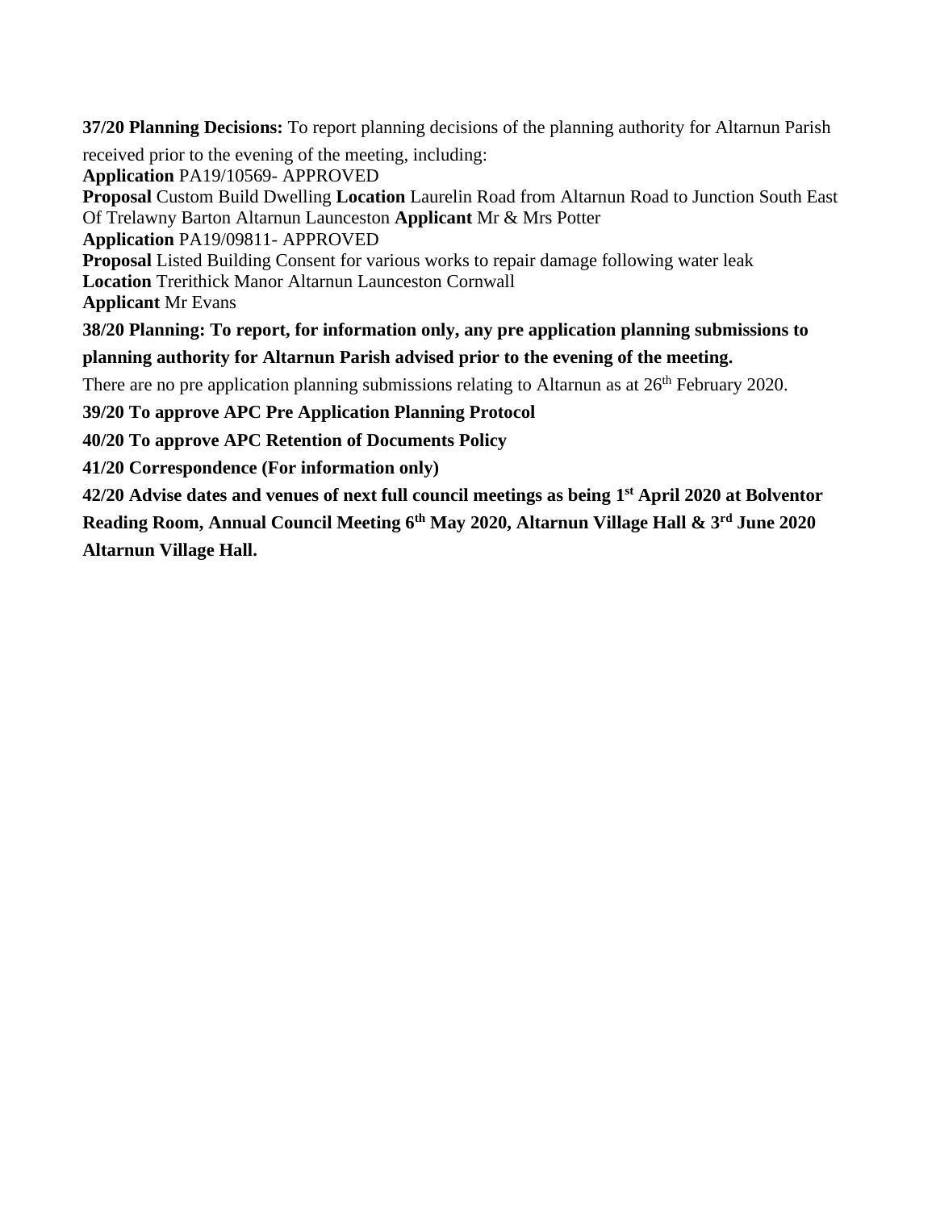**37/20 Planning Decisions:** To report planning decisions of the planning authority for Altarnun Parish received prior to the evening of the meeting, including:

**Application** PA19/10569- APPROVED
**Proposal** Custom Build Dwelling **Location** Laurelin Road from Altarnun Road to Junction South East Of Trelawny Barton Altarnun Launceston **Applicant** Mr & Mrs Potter

**Application** PA19/09811- APPROVED
**Proposal** Listed Building Consent for various works to repair damage following water leak
**Location** Trerithick Manor Altarnun Launceston Cornwall
**Applicant** Mr Evans

**38/20 Planning: To report, for information only, any pre application planning submissions to planning authority for Altarnun Parish advised prior to the evening of the meeting.**

There are no pre application planning submissions relating to Altarnun as at 26th February 2020.

**39/20 To approve APC Pre Application Planning Protocol**

**40/20 To approve APC Retention of Documents Policy**

**41/20 Correspondence (For information only)**

**42/20 Advise dates and venues of next full council meetings as being 1st April 2020 at Bolventor Reading Room, Annual Council Meeting 6th May 2020, Altarnun Village Hall & 3rd June 2020 Altarnun Village Hall.**